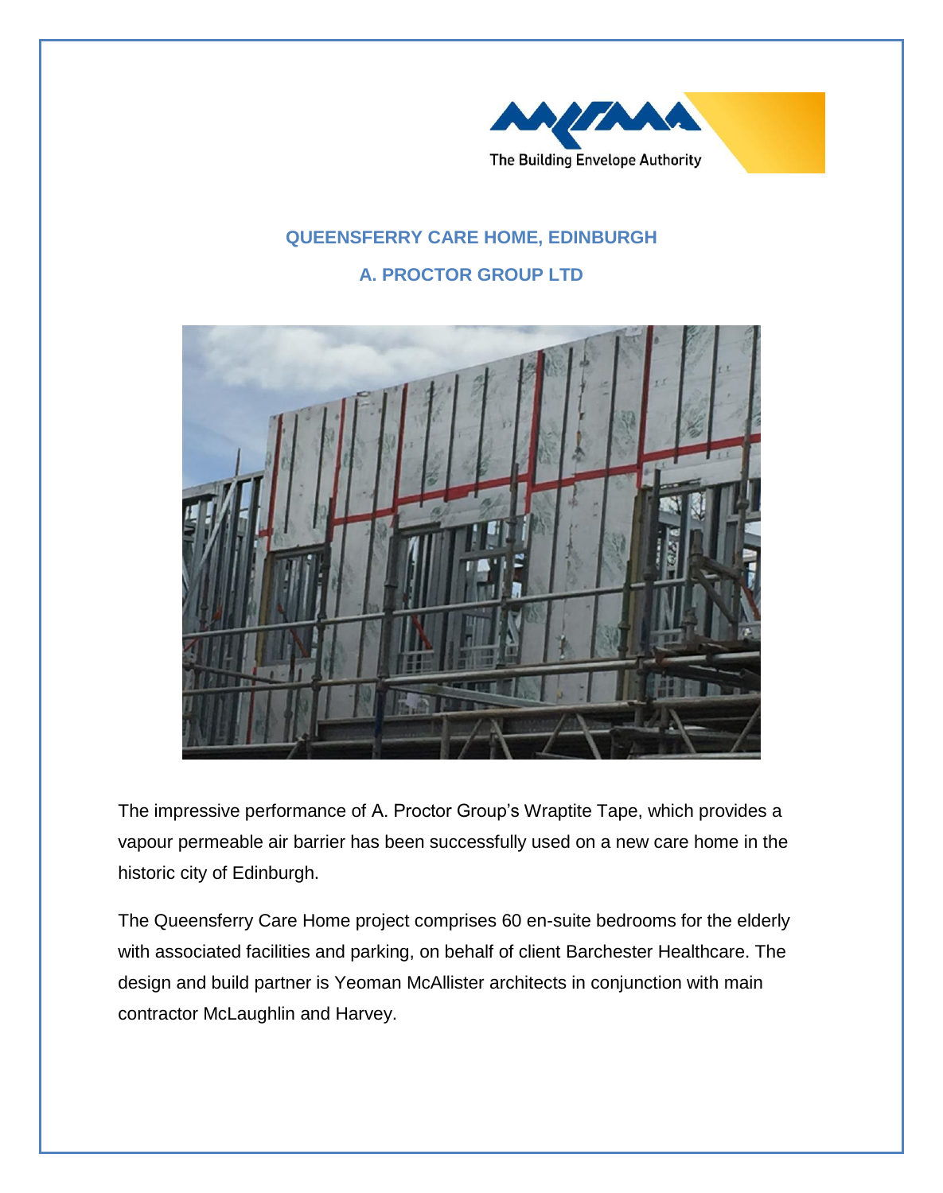# QUEENSFERRY CARE HOME, EDINBURGH

## A. PROCTOR GROUP LTD

The impressive performance of A. Proctor Group's Wraptite Tape, which provides a vapour permeable air barrier has been successfully used on a new care home in the historic city of Edinburgh.

The Queensferry Care Home project comprises 60 en-suite bedrooms for the elderly with associated facilities and parking, on behalf of client Barchester Healthcare. The design and build partner is Yeoman McAllister architects in conjunction with main contractor McLaughlin and Harvey.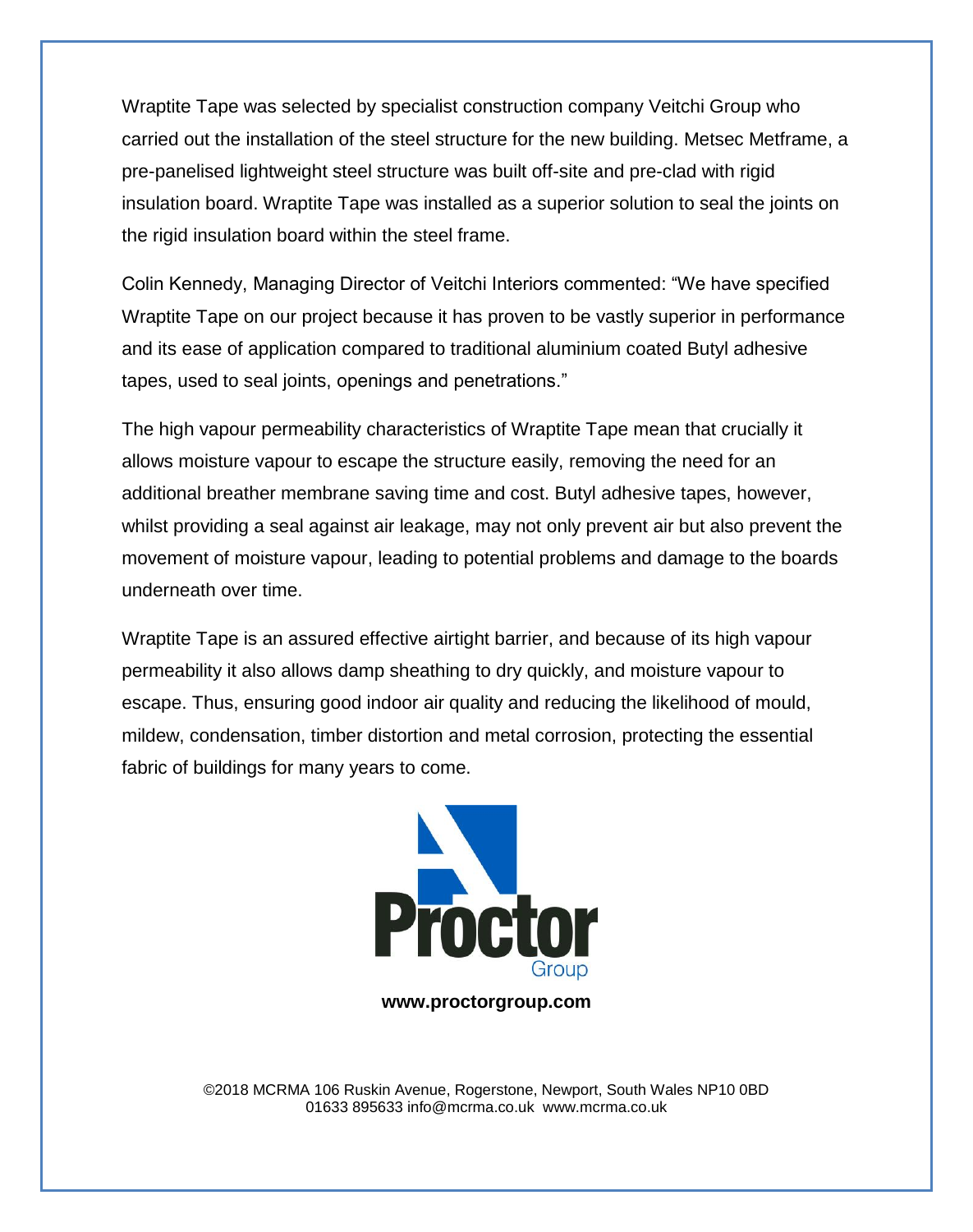Wraptite Tape was selected by specialist construction company Veitchi Group who carried out the installation of the steel structure for the new building. Metsec Metframe, a pre-panelised lightweight steel structure was built off-site and pre-clad with rigid insulation board. Wraptite Tape was installed as a superior solution to seal the joints on the rigid insulation board within the steel frame.

Colin Kennedy, Managing Director of Veitchi Interiors commented: "We have specified Wraptite Tape on our project because it has proven to be vastly superior in performance and its ease of application compared to traditional aluminium coated Butyl adhesive tapes, used to seal joints, openings and penetrations."

The high vapour permeability characteristics of Wraptite Tape mean that crucially it allows moisture vapour to escape the structure easily, removing the need for an additional breather membrane saving time and cost. Butyl adhesive tapes, however, whilst providing a seal against air leakage, may not only prevent air but also prevent the movement of moisture vapour, leading to potential problems and damage to the boards underneath over time.

Wraptite Tape is an assured effective airtight barrier, and because of its high vapour permeability it also allows damp sheathing to dry quickly, and moisture vapour to escape. Thus, ensuring good indoor air quality and reducing the likelihood of mould, mildew, condensation, timber distortion and metal corrosion, protecting the essential fabric of buildings for many years to come.

Proctor Group

**www.proctorgroup.com**

©2018 MCRMA 106 Ruskin Avenue, Rogerstone, Newport, South Wales NP10 0BD
01633 895633 info@mcrma.co.uk www.mcrma.co.uk